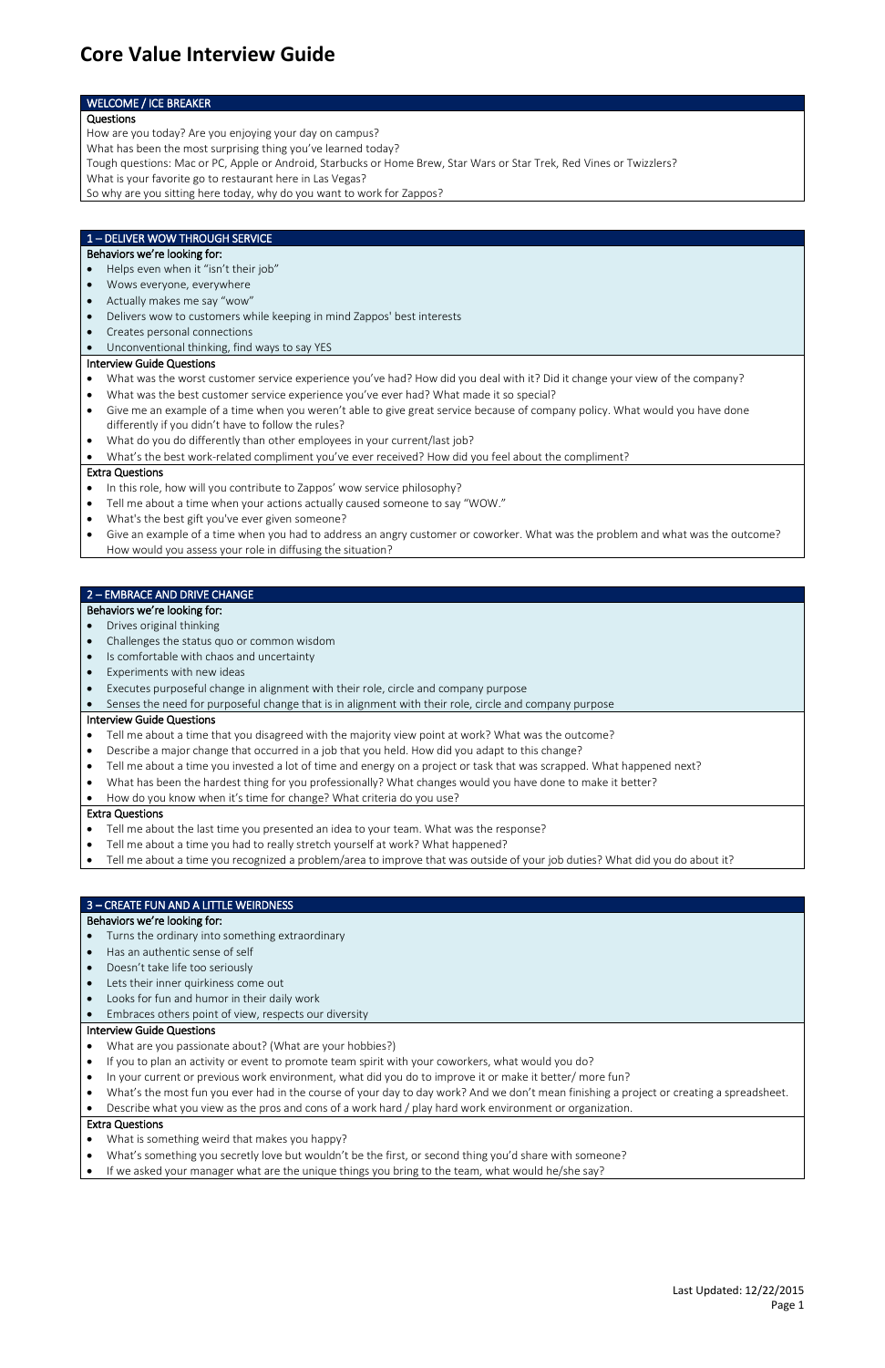# Core Value Interview Guide

## WELCOME / ICE BREAKER

**Questions**

How are you today? Are you enjoying your day on campus?
What has been the most surprising thing you've learned today?
Tough questions: Mac or PC, Apple or Android, Starbucks or Home Brew, Star Wars or Star Trek, Red Vines or Twizzlers?
What is your favorite go to restaurant here in Las Vegas?
So why are you sitting here today, why do you want to work for Zappos?

## 1 – DELIVER WOW THROUGH SERVICE

**Behaviors we're looking for:**

- Helps even when it "isn't their job"
- Wows everyone, everywhere
- Actually makes me say "wow"
- Delivers wow to customers while keeping in mind Zappos' best interests
- Creates personal connections
- Unconventional thinking, find ways to say YES

**Interview Guide Questions**

- What was the worst customer service experience you've had? How did you deal with it? Did it change your view of the company?
- What was the best customer service experience you've ever had? What made it so special?
- Give me an example of a time when you weren't able to give great service because of company policy. What would you have done differently if you didn't have to follow the rules?
- What do you do differently than other employees in your current/last job?
- What's the best work-related compliment you've ever received? How did you feel about the compliment?

**Extra Questions**

- In this role, how will you contribute to Zappos' wow service philosophy?
- Tell me about a time when your actions actually caused someone to say "WOW."
- What's the best gift you've ever given someone?
- Give an example of a time when you had to address an angry customer or coworker. What was the problem and what was the outcome? How would you assess your role in diffusing the situation?

## 2 – EMBRACE AND DRIVE CHANGE

**Behaviors we're looking for:**

- Drives original thinking
- Challenges the status quo or common wisdom
- Is comfortable with chaos and uncertainty
- Experiments with new ideas
- Executes purposeful change in alignment with their role, circle and company purpose
- Senses the need for purposeful change that is in alignment with their role, circle and company purpose

**Interview Guide Questions**

- Tell me about a time that you disagreed with the majority view point at work? What was the outcome?
- Describe a major change that occurred in a job that you held. How did you adapt to this change?
- Tell me about a time you invested a lot of time and energy on a project or task that was scrapped. What happened next?
- What has been the hardest thing for you professionally? What changes would you have done to make it better?
- How do you know when it's time for change? What criteria do you use?

**Extra Questions**

- Tell me about the last time you presented an idea to your team. What was the response?
- Tell me about a time you had to really stretch yourself at work? What happened?
- Tell me about a time you recognized a problem/area to improve that was outside of your job duties? What did you do about it?

## 3 – CREATE FUN AND A LITTLE WEIRDNESS

**Behaviors we're looking for:**

- Turns the ordinary into something extraordinary
- Has an authentic sense of self
- Doesn't take life too seriously
- Lets their inner quirkiness come out
- Looks for fun and humor in their daily work
- Embraces others point of view, respects our diversity

**Interview Guide Questions**

- What are you passionate about? (What are your hobbies?)
- If you to plan an activity or event to promote team spirit with your coworkers, what would you do?
- In your current or previous work environment, what did you do to improve it or make it better/ more fun?
- What's the most fun you ever had in the course of your day to day work? And we don't mean finishing a project or creating a spreadsheet.
- Describe what you view as the pros and cons of a work hard / play hard work environment or organization.

**Extra Questions**

- What is something weird that makes you happy?
- What's something you secretly love but wouldn't be the first, or second thing you'd share with someone?
- If we asked your manager what are the unique things you bring to the team, what would he/she say?

Last Updated: 12/22/2015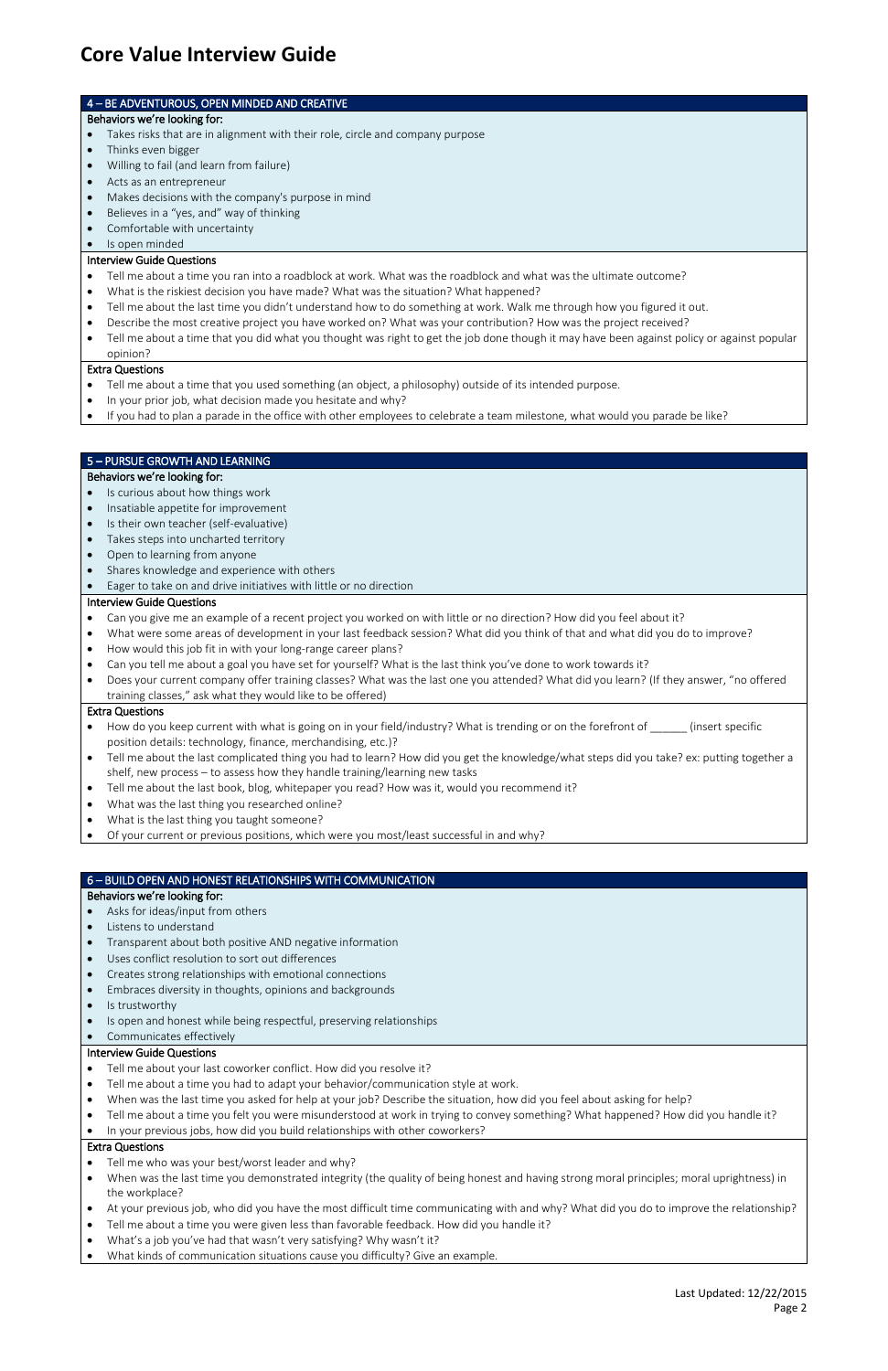# Core Value Interview Guide

## 4 – BE ADVENTUROUS, OPEN MINDED AND CREATIVE

### Behaviors we're looking for:

- Takes risks that are in alignment with their role, circle and company purpose
- Thinks even bigger
- Willing to fail (and learn from failure)
- Acts as an entrepreneur
- Makes decisions with the company's purpose in mind
- Believes in a "yes, and" way of thinking
- Comfortable with uncertainty
- Is open minded

### Interview Guide Questions

- Tell me about a time you ran into a roadblock at work. What was the roadblock and what was the ultimate outcome?
- What is the riskiest decision you have made? What was the situation? What happened?
- Tell me about the last time you didn't understand how to do something at work. Walk me through how you figured it out.
- Describe the most creative project you have worked on? What was your contribution? How was the project received?
- Tell me about a time that you did what you thought was right to get the job done though it may have been against policy or against popular opinion?

### Extra Questions

- Tell me about a time that you used something (an object, a philosophy) outside of its intended purpose.
- In your prior job, what decision made you hesitate and why?
- If you had to plan a parade in the office with other employees to celebrate a team milestone, what would you parade be like?

## 5 – PURSUE GROWTH AND LEARNING

### Behaviors we're looking for:

- Is curious about how things work
- Insatiable appetite for improvement
- Is their own teacher (self-evaluative)
- Takes steps into uncharted territory
- Open to learning from anyone
- Shares knowledge and experience with others
- Eager to take on and drive initiatives with little or no direction

### Interview Guide Questions

- Can you give me an example of a recent project you worked on with little or no direction? How did you feel about it?
- What were some areas of development in your last feedback session? What did you think of that and what did you do to improve?
- How would this job fit in with your long-range career plans?
- Can you tell me about a goal you have set for yourself? What is the last think you've done to work towards it?
- Does your current company offer training classes? What was the last one you attended? What did you learn? (If they answer, "no offered training classes," ask what they would like to be offered)

### Extra Questions

- How do you keep current with what is going on in your field/industry? What is trending or on the forefront of ______ (insert specific position details: technology, finance, merchandising, etc.)?
- Tell me about the last complicated thing you had to learn? How did you get the knowledge/what steps did you take? ex: putting together a shelf, new process – to assess how they handle training/learning new tasks
- Tell me about the last book, blog, whitepaper you read? How was it, would you recommend it?
- What was the last thing you researched online?
- What is the last thing you taught someone?
- Of your current or previous positions, which were you most/least successful in and why?

## 6 – BUILD OPEN AND HONEST RELATIONSHIPS WITH COMMUNICATION

### Behaviors we're looking for:

- Asks for ideas/input from others
- Listens to understand
- Transparent about both positive AND negative information
- Uses conflict resolution to sort out differences
- Creates strong relationships with emotional connections
- Embraces diversity in thoughts, opinions and backgrounds
- Is trustworthy
- Is open and honest while being respectful, preserving relationships
- Communicates effectively

### Interview Guide Questions

- Tell me about your last coworker conflict. How did you resolve it?
- Tell me about a time you had to adapt your behavior/communication style at work.
- When was the last time you asked for help at your job? Describe the situation, how did you feel about asking for help?
- Tell me about a time you felt you were misunderstood at work in trying to convey something? What happened? How did you handle it?
- In your previous jobs, how did you build relationships with other coworkers?

### Extra Questions

- Tell me who was your best/worst leader and why?
- When was the last time you demonstrated integrity (the quality of being honest and having strong moral principles; moral uprightness) in the workplace?
- At your previous job, who did you have the most difficult time communicating with and why? What did you do to improve the relationship?
- Tell me about a time you were given less than favorable feedback. How did you handle it?
- What's a job you've had that wasn't very satisfying? Why wasn't it?
- What kinds of communication situations cause you difficulty? Give an example.

Last Updated: 12/22/2015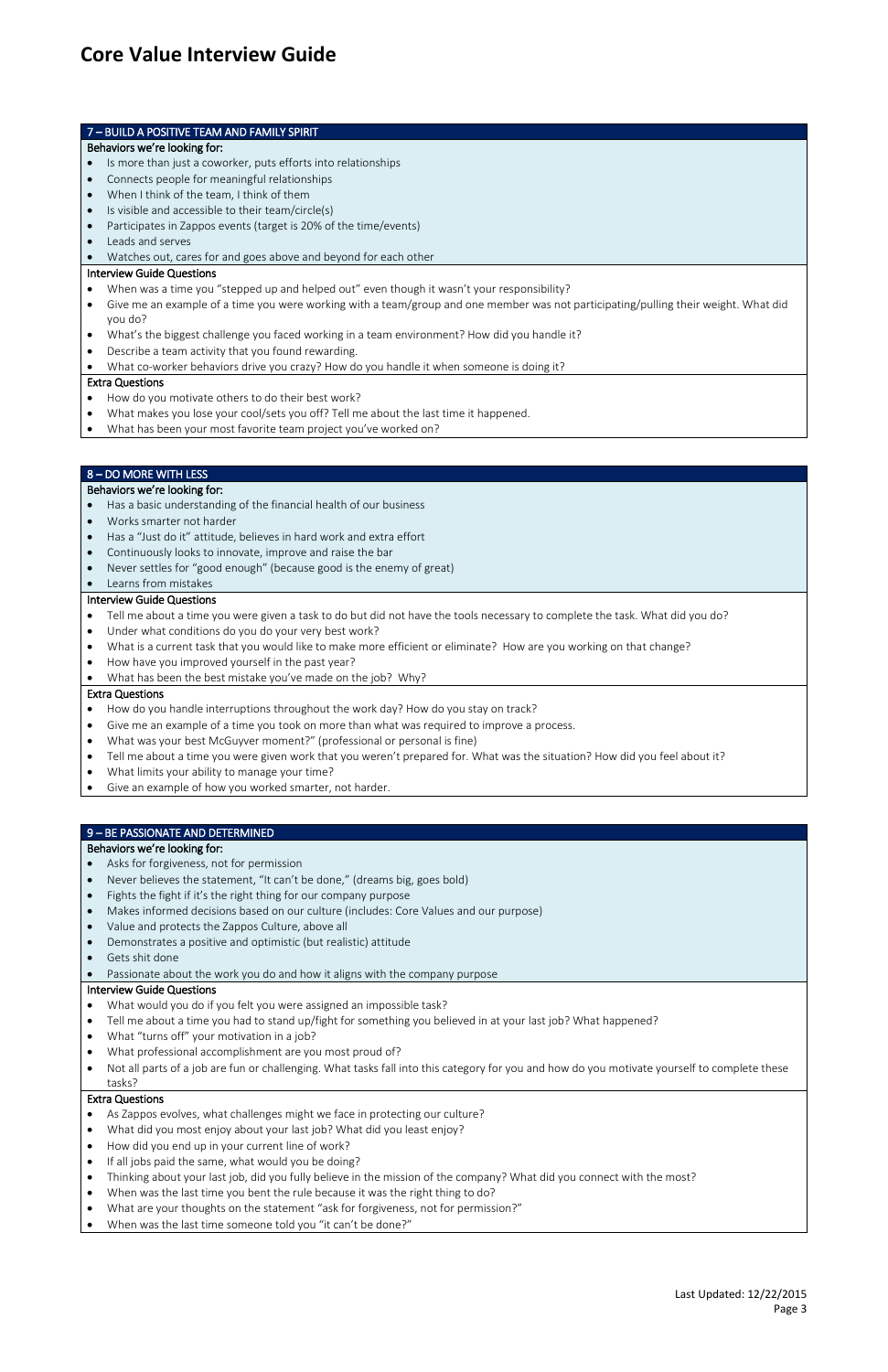# Core Value Interview Guide

## 7 – BUILD A POSITIVE TEAM AND FAMILY SPIRIT

### Behaviors we're looking for:

- Is more than just a coworker, puts efforts into relationships
- Connects people for meaningful relationships
- When I think of the team, I think of them
- Is visible and accessible to their team/circle(s)
- Participates in Zappos events (target is 20% of the time/events)
- Leads and serves
- Watches out, cares for and goes above and beyond for each other

### Interview Guide Questions

- When was a time you "stepped up and helped out" even though it wasn't your responsibility?
- Give me an example of a time you were working with a team/group and one member was not participating/pulling their weight. What did you do?
- What's the biggest challenge you faced working in a team environment? How did you handle it?
- Describe a team activity that you found rewarding.
- What co-worker behaviors drive you crazy? How do you handle it when someone is doing it?

### Extra Questions

- How do you motivate others to do their best work?
- What makes you lose your cool/sets you off? Tell me about the last time it happened.
- What has been your most favorite team project you've worked on?

## 8 – DO MORE WITH LESS

### Behaviors we're looking for:

- Has a basic understanding of the financial health of our business
- Works smarter not harder
- Has a "Just do it" attitude, believes in hard work and extra effort
- Continuously looks to innovate, improve and raise the bar
- Never settles for "good enough" (because good is the enemy of great)
- Learns from mistakes

### Interview Guide Questions

- Tell me about a time you were given a task to do but did not have the tools necessary to complete the task. What did you do?
- Under what conditions do you do your very best work?
- What is a current task that you would like to make more efficient or eliminate? How are you working on that change?
- How have you improved yourself in the past year?
- What has been the best mistake you've made on the job? Why?

### Extra Questions

- How do you handle interruptions throughout the work day? How do you stay on track?
- Give me an example of a time you took on more than what was required to improve a process.
- What was your best McGuyver moment?" (professional or personal is fine)
- Tell me about a time you were given work that you weren't prepared for. What was the situation? How did you feel about it?
- What limits your ability to manage your time?
- Give an example of how you worked smarter, not harder.

## 9 – BE PASSIONATE AND DETERMINED

### Behaviors we're looking for:

- Asks for forgiveness, not for permission
- Never believes the statement, "It can't be done," (dreams big, goes bold)
- Fights the fight if it's the right thing for our company purpose
- Makes informed decisions based on our culture (includes: Core Values and our purpose)
- Value and protects the Zappos Culture, above all
- Demonstrates a positive and optimistic (but realistic) attitude
- Gets shit done
- Passionate about the work you do and how it aligns with the company purpose

### Interview Guide Questions

- What would you do if you felt you were assigned an impossible task?
- Tell me about a time you had to stand up/fight for something you believed in at your last job? What happened?
- What "turns off" your motivation in a job?
- What professional accomplishment are you most proud of?
- Not all parts of a job are fun or challenging. What tasks fall into this category for you and how do you motivate yourself to complete these tasks?

### Extra Questions

- As Zappos evolves, what challenges might we face in protecting our culture?
- What did you most enjoy about your last job? What did you least enjoy?
- How did you end up in your current line of work?
- If all jobs paid the same, what would you be doing?
- Thinking about your last job, did you fully believe in the mission of the company? What did you connect with the most?
- When was the last time you bent the rule because it was the right thing to do?
- What are your thoughts on the statement "ask for forgiveness, not for permission?"
- When was the last time someone told you "it can't be done?"

Last Updated: 12/22/2015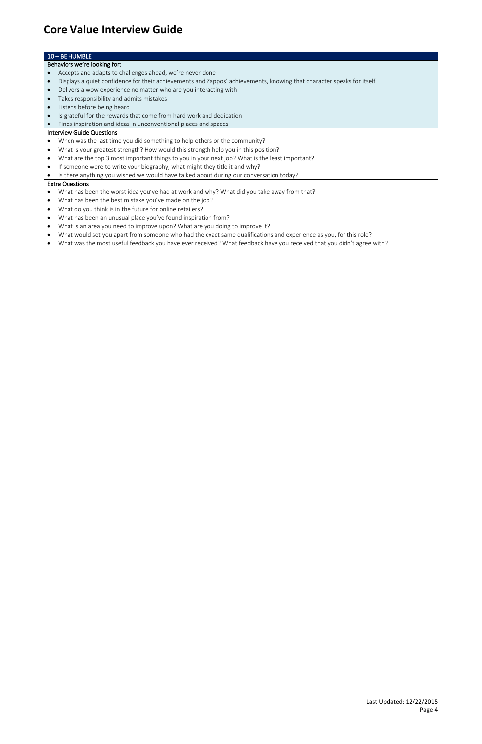# Core Value Interview Guide

## 10 – BE HUMBLE

**Behaviors we're looking for:**

- Accepts and adapts to challenges ahead, we're never done
- Displays a quiet confidence for their achievements and Zappos' achievements, knowing that character speaks for itself
- Delivers a wow experience no matter who are you interacting with
- Takes responsibility and admits mistakes
- Listens before being heard
- Is grateful for the rewards that come from hard work and dedication
- Finds inspiration and ideas in unconventional places and spaces

**Interview Guide Questions**

- When was the last time you did something to help others or the community?
- What is your greatest strength? How would this strength help you in this position?
- What are the top 3 most important things to you in your next job? What is the least important?
- If someone were to write your biography, what might they title it and why?
- Is there anything you wished we would have talked about during our conversation today?

**Extra Questions**

- What has been the worst idea you've had at work and why? What did you take away from that?
- What has been the best mistake you've made on the job?
- What do you think is in the future for online retailers?
- What has been an unusual place you've found inspiration from?
- What is an area you need to improve upon? What are you doing to improve it?
- What would set you apart from someone who had the exact same qualifications and experience as you, for this role?
- What was the most useful feedback you have ever received? What feedback have you received that you didn't agree with?

Last Updated: 12/22/2015